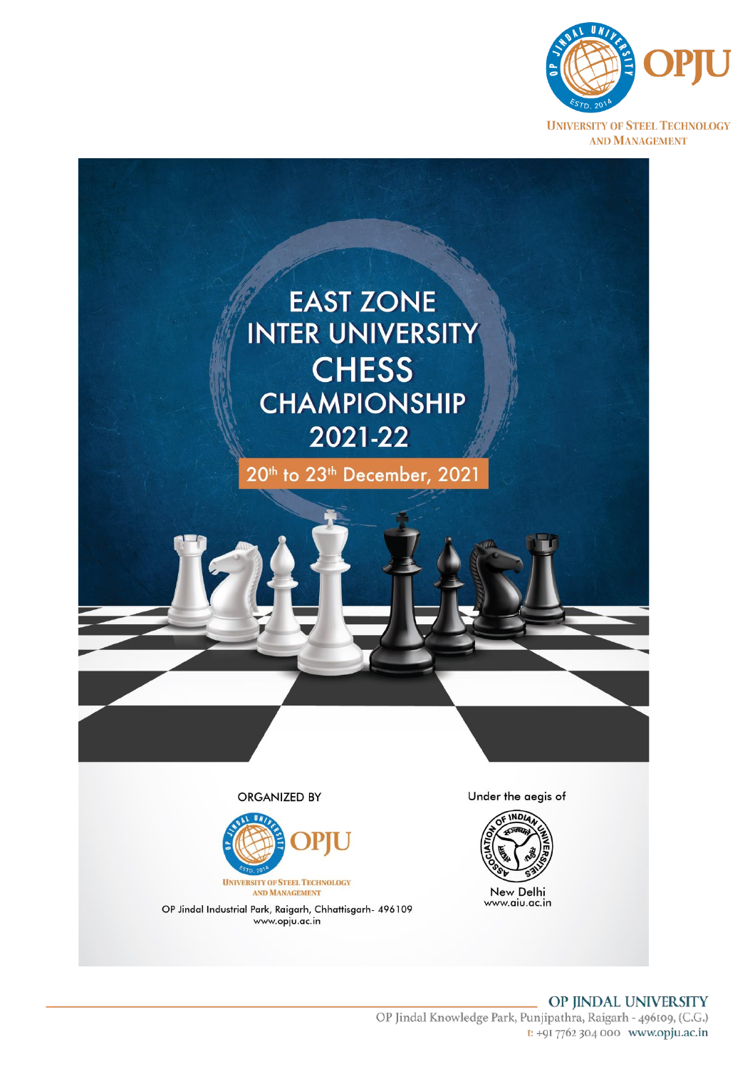UNIVERSITY OF STEEL TECHNOLOGY AND MANAGEMENT

# EAST ZONE INTER UNIVERSITY CHESS CHAMPIONSHIP 2021-22

**20th to 23th December, 2021**

ORGANIZED BY

OPJU

UNIVERSITY OF STEEL TECHNOLOGY AND MANAGEMENT

OP Jindal Industrial Park, Raigarh, Chhattisgarh- 496109
www.opju.ac.in

Under the aegis of

ASSOCIATION OF INDIAN UNIVERSITIES

New Delhi
www.aiu.ac.in

OP JINDAL UNIVERSITY
OP Jindal Knowledge Park, Punjipathra, Raigarh - 496109, (C.G.)
t: +91 7762 304 000 www.opju.ac.in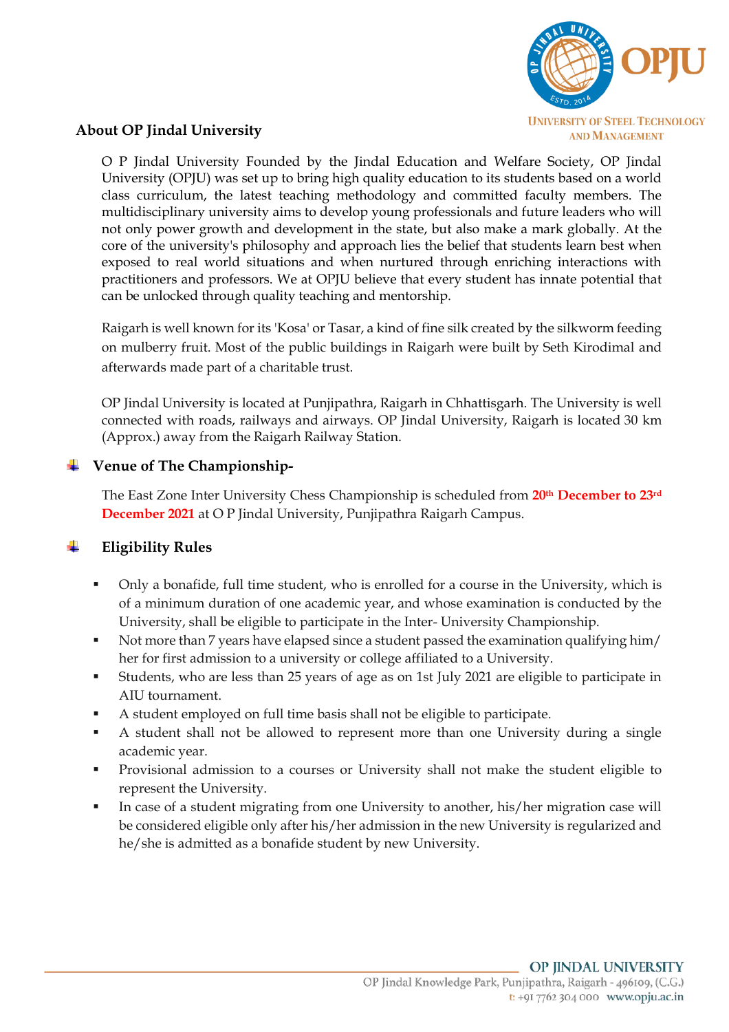## About OP Jindal University

O P Jindal University Founded by the Jindal Education and Welfare Society, OP Jindal University (OPJU) was set up to bring high quality education to its students based on a world class curriculum, the latest teaching methodology and committed faculty members. The multidisciplinary university aims to develop young professionals and future leaders who will not only power growth and development in the state, but also make a mark globally. At the core of the university's philosophy and approach lies the belief that students learn best when exposed to real world situations and when nurtured through enriching interactions with practitioners and professors. We at OPJU believe that every student has innate potential that can be unlocked through quality teaching and mentorship.

Raigarh is well known for its 'Kosa' or Tasar, a kind of fine silk created by the silkworm feeding on mulberry fruit. Most of the public buildings in Raigarh were built by Seth Kirodimal and afterwards made part of a charitable trust.

OP Jindal University is located at Punjipathra, Raigarh in Chhattisgarh. The University is well connected with roads, railways and airways. OP Jindal University, Raigarh is located 30 km (Approx.) away from the Raigarh Railway Station.

## Venue of The Championship-

The East Zone Inter University Chess Championship is scheduled from **20th December to 23rd December 2021** at O P Jindal University, Punjipathra Raigarh Campus.

## Eligibility Rules

- Only a bonafide, full time student, who is enrolled for a course in the University, which is of a minimum duration of one academic year, and whose examination is conducted by the University, shall be eligible to participate in the Inter- University Championship.
- Not more than 7 years have elapsed since a student passed the examination qualifying him/ her for first admission to a university or college affiliated to a University.
- Students, who are less than 25 years of age as on 1st July 2021 are eligible to participate in AIU tournament.
- A student employed on full time basis shall not be eligible to participate.
- A student shall not be allowed to represent more than one University during a single academic year.
- Provisional admission to a courses or University shall not make the student eligible to represent the University.
- In case of a student migrating from one University to another, his/her migration case will be considered eligible only after his/her admission in the new University is regularized and he/she is admitted as a bonafide student by new University.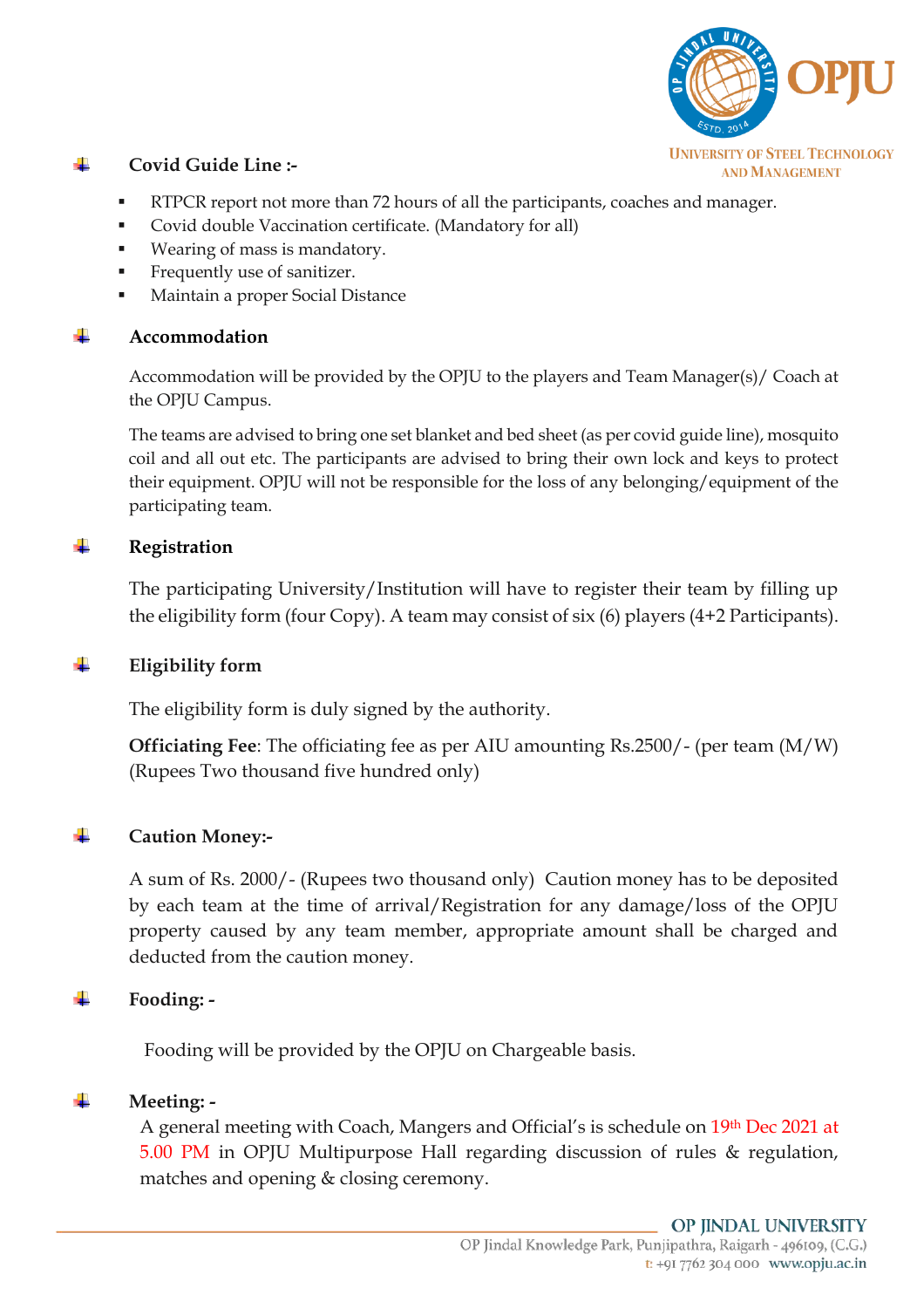## Covid Guide Line :-

- RTPCR report not more than 72 hours of all the participants, coaches and manager.
- Covid double Vaccination certificate. (Mandatory for all)
- Wearing of mass is mandatory.
- Frequently use of sanitizer.
- Maintain a proper Social Distance

## Accommodation

Accommodation will be provided by the OPJU to the players and Team Manager(s)/ Coach at the OPJU Campus.

The teams are advised to bring one set blanket and bed sheet (as per covid guide line), mosquito coil and all out etc. The participants are advised to bring their own lock and keys to protect their equipment. OPJU will not be responsible for the loss of any belonging/equipment of the participating team.

## Registration

The participating University/Institution will have to register their team by filling up the eligibility form (four Copy). A team may consist of six (6) players (4+2 Participants).

## Eligibility form

The eligibility form is duly signed by the authority.

**Officiating Fee**: The officiating fee as per AIU amounting Rs.2500/- (per team (M/W) (Rupees Two thousand five hundred only)

## Caution Money:-

A sum of Rs. 2000/- (Rupees two thousand only) Caution money has to be deposited by each team at the time of arrival/Registration for any damage/loss of the OPJU property caused by any team member, appropriate amount shall be charged and deducted from the caution money.

## Fooding: -

Fooding will be provided by the OPJU on Chargeable basis.

## Meeting: -

A general meeting with Coach, Mangers and Official's is schedule on 19th Dec 2021 at 5.00 PM in OPJU Multipurpose Hall regarding discussion of rules & regulation, matches and opening & closing ceremony.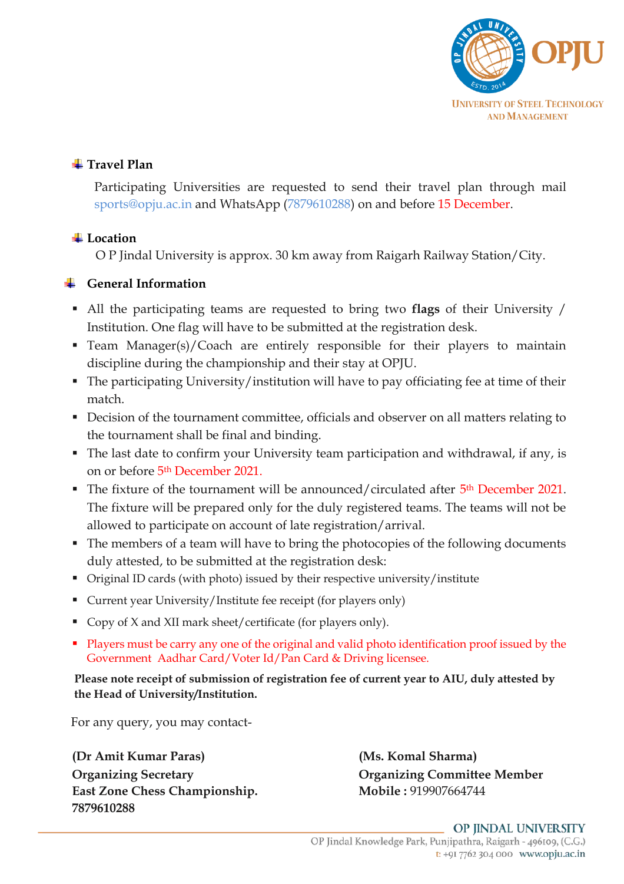## Travel Plan

Participating Universities are requested to send their travel plan through mail sports@opju.ac.in and WhatsApp (7879610288) on and before 15 December.

## Location

O P Jindal University is approx. 30 km away from Raigarh Railway Station/City.

## General Information

- All the participating teams are requested to bring two **flags** of their University / Institution. One flag will have to be submitted at the registration desk.
- Team Manager(s)/Coach are entirely responsible for their players to maintain discipline during the championship and their stay at OPJU.
- The participating University/institution will have to pay officiating fee at time of their match.
- Decision of the tournament committee, officials and observer on all matters relating to the tournament shall be final and binding.
- The last date to confirm your University team participation and withdrawal, if any, is on or before 5th December 2021.
- The fixture of the tournament will be announced/circulated after 5th December 2021. The fixture will be prepared only for the duly registered teams. The teams will not be allowed to participate on account of late registration/arrival.
- The members of a team will have to bring the photocopies of the following documents duly attested, to be submitted at the registration desk:
- Original ID cards (with photo) issued by their respective university/institute
- Current year University/Institute fee receipt (for players only)
- Copy of X and XII mark sheet/certificate (for players only).
- Players must be carry any one of the original and valid photo identification proof issued by the Government Aadhar Card/Voter Id/Pan Card & Driving licensee.

**Please note receipt of submission of registration fee of current year to AIU, duly attested by the Head of University/Institution.**

For any query, you may contact-

**(Dr Amit Kumar Paras)**
**Organizing Secretary**
**East Zone Chess Championship.**
**7879610288**

**(Ms. Komal Sharma)**
**Organizing Committee Member**
**Mobile :** 919907664744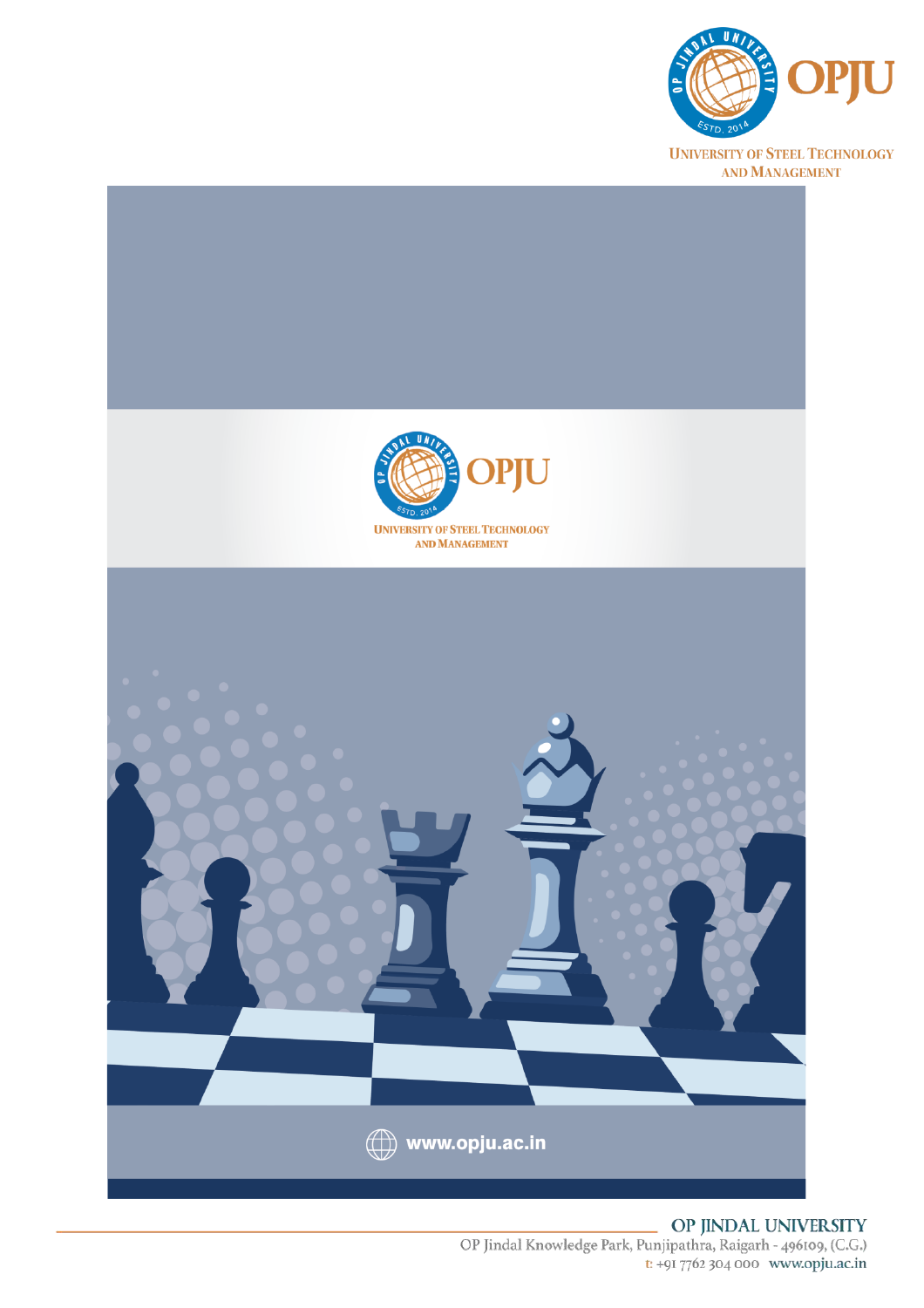OPJU

UNIVERSITY OF STEEL TECHNOLOGY AND MANAGEMENT

OPJU

UNIVERSITY OF STEEL TECHNOLOGY AND MANAGEMENT

www.opju.ac.in

OP JINDAL UNIVERSITY

OP Jindal Knowledge Park, Punjipathra, Raigarh - 496109, (C.G.)

t: +91 7762 304 000 www.opju.ac.in